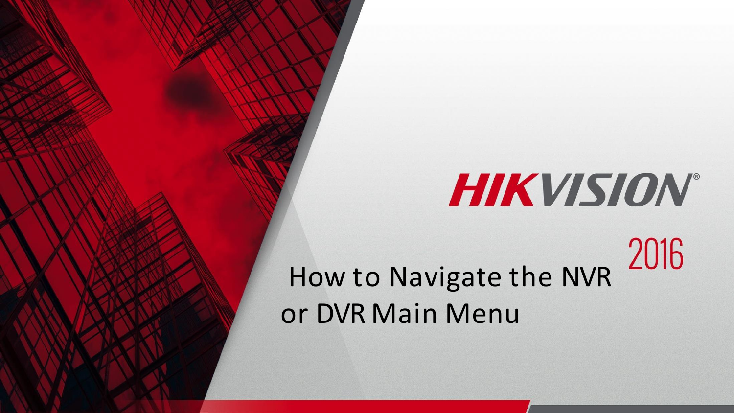HIKVISION

2016

# How to Navigate the NVR or DVR Main Menu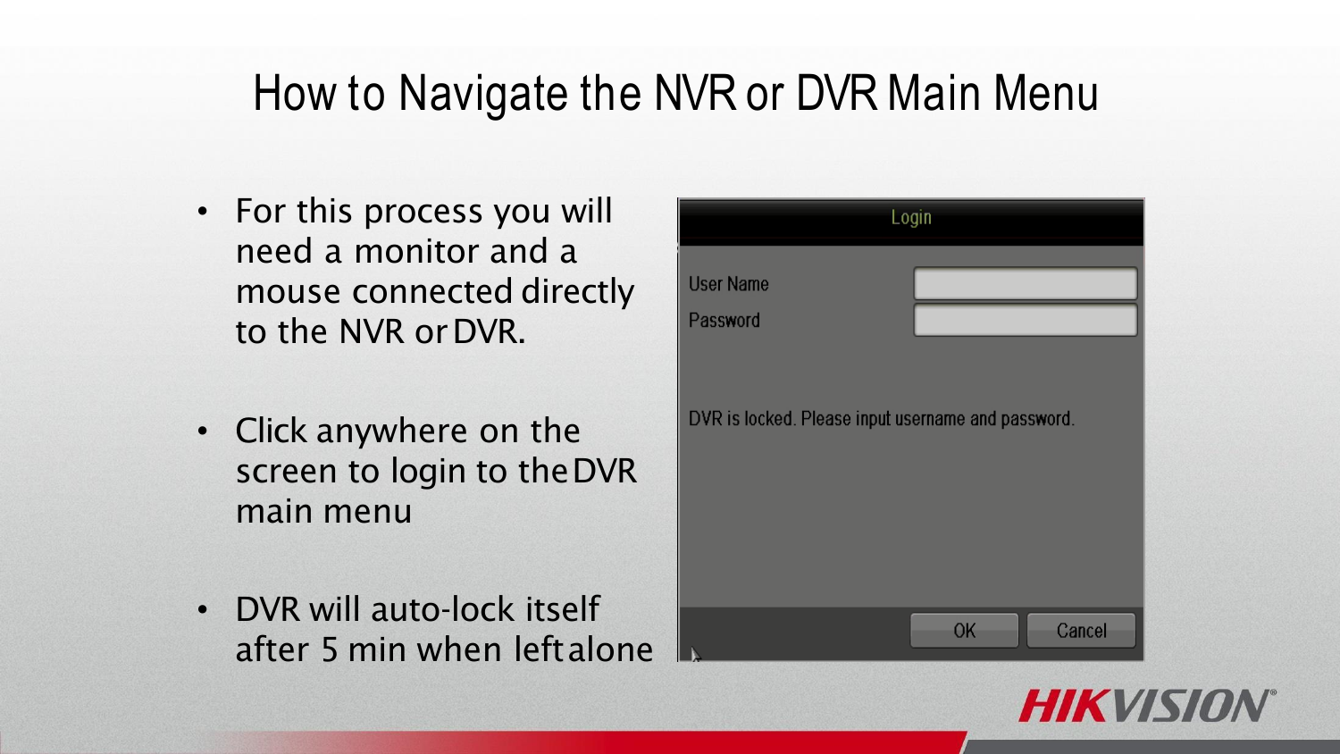# How to Navigate the NVR or DVR Main Menu

- For this process you will need a monitor and a mouse connected directly to the NVR or DVR.
- Click anywhere on the screen to login to the DVR main menu
- DVR will auto-lock itself after 5 min when left alone

Login

User Name

Password

DVR is locked. Please input username and password.

OK Cancel

HIKVISION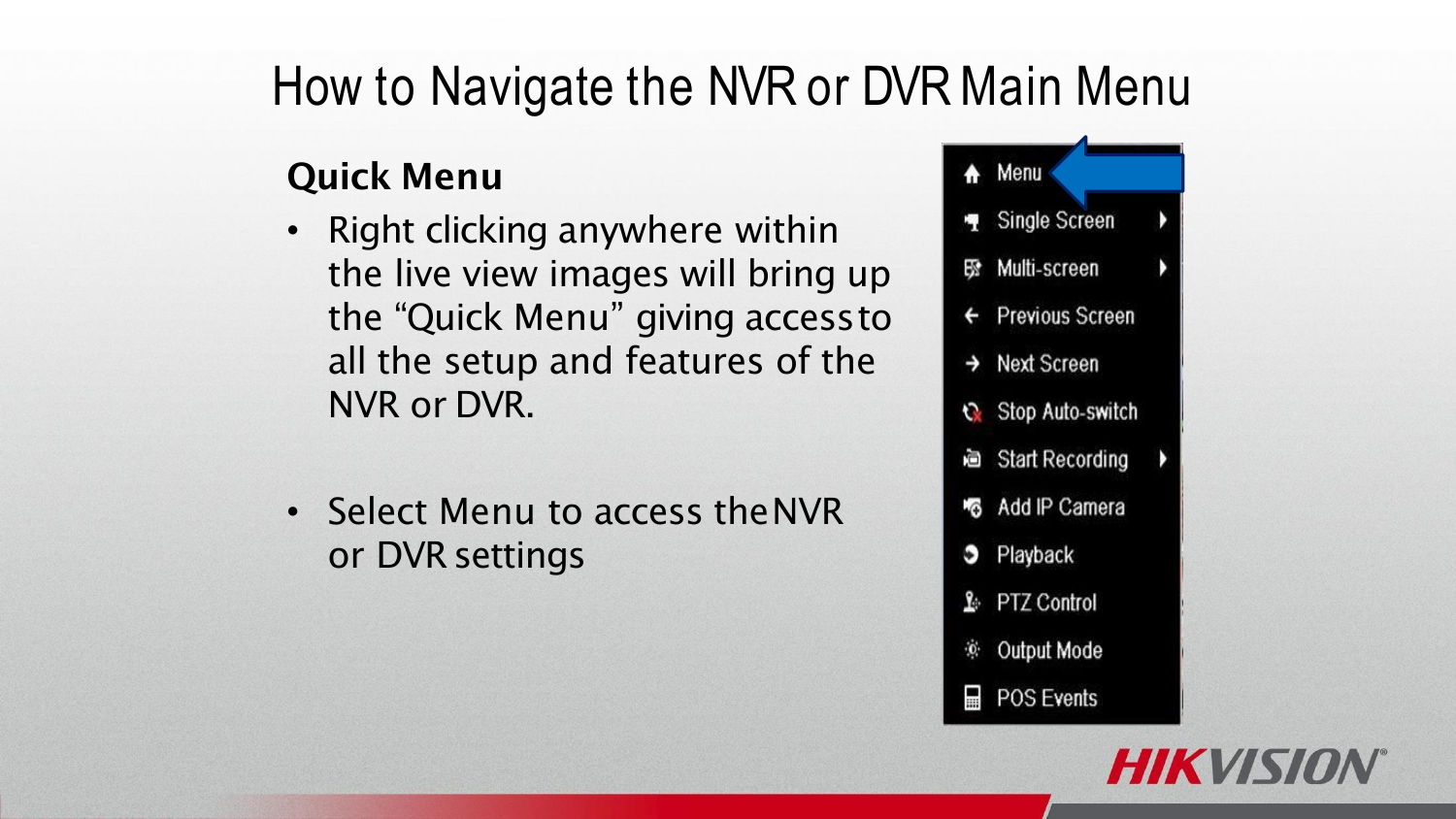# How to Navigate the NVR or DVR Main Menu

## Quick Menu

- Right clicking anywhere within the live view images will bring up the "Quick Menu" giving access to all the setup and features of the NVR or DVR.
- Select Menu to access the NVR or DVR settings

- Menu
- Single Screen
- Multi-screen
- Previous Screen
- Next Screen
- Stop Auto-switch
- Start Recording
- Add IP Camera
- Playback
- PTZ Control
- Output Mode
- POS Events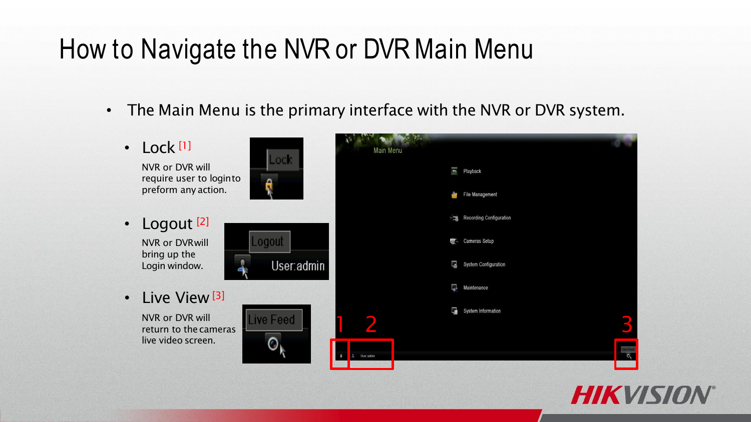# How to Navigate the NVR or DVR Main Menu

- The Main Menu is the primary interface with the NVR or DVR system.
  - Lock [1]
    NVR or DVR will require user to login to preform any action.
  - Logout [2]
    NVR or DVR will bring up the Login window.
  - Live View [3]
    NVR or DVR will return to the cameras live video screen.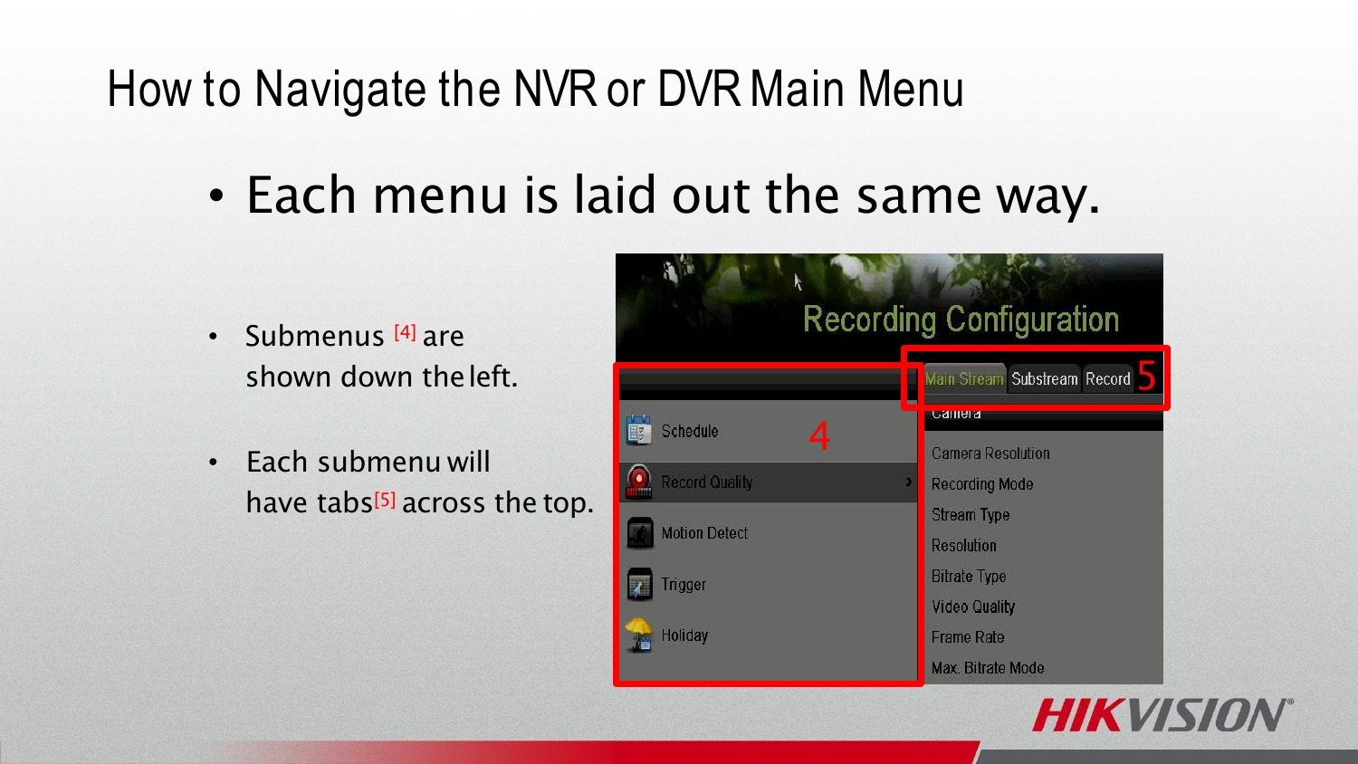# How to Navigate the NVR or DVR Main Menu

- Each menu is laid out the same way.

- Submenus [4] are shown down the left.
- Each submenu will have tabs[5] across the top.

Recording Configuration

Main Stream | Substream | Record

Camera

- Schedule
- Record Quality
- Motion Detect
- Trigger
- Holiday

Camera Resolution
Recording Mode
Stream Type
Resolution
Bitrate Type
Video Quality
Frame Rate
Max. Bitrate Mode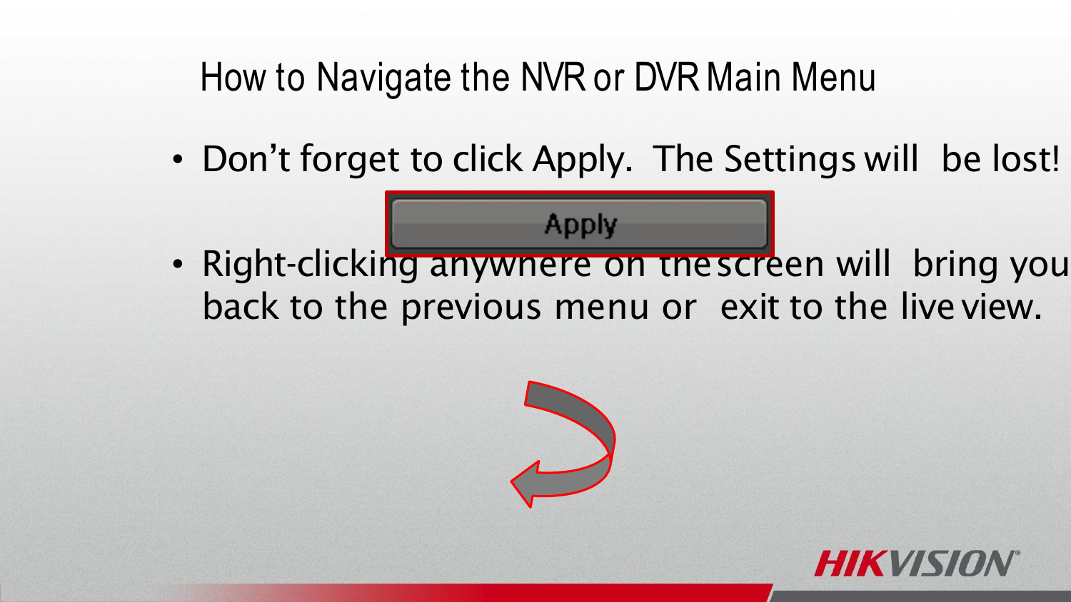# How to Navigate the NVR or DVR Main Menu

- Don't forget to click Apply. The Settings will be lost!

Apply

- Right-clicking anywhere on the screen will bring you back to the previous menu or exit to the live view.